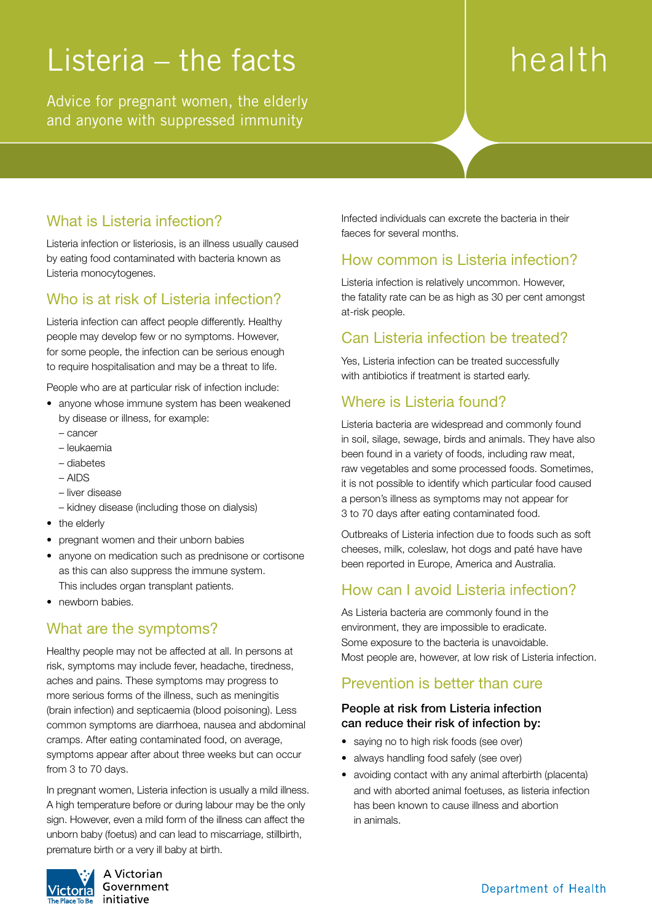# Listeria – the facts

health

Advice for pregnant women, the elderly and anyone with suppressed immunity

## What is Listeria infection?

Listeria infection or listeriosis, is an illness usually caused by eating food contaminated with bacteria known as Listeria monocytogenes.

## Who is at risk of Listeria infection?

Listeria infection can affect people differently. Healthy people may develop few or no symptoms. However, for some people, the infection can be serious enough to require hospitalisation and may be a threat to life.

People who are at particular risk of infection include:

- anyone whose immune system has been weakened by disease or illness, for example:
  - cancer
  - leukaemia
  - diabetes
  - AIDS
  - liver disease
  - kidney disease (including those on dialysis)
- the elderly
- pregnant women and their unborn babies
- anyone on medication such as prednisone or cortisone as this can also suppress the immune system. This includes organ transplant patients.
- newborn babies.

## What are the symptoms?

Healthy people may not be affected at all. In persons at risk, symptoms may include fever, headache, tiredness, aches and pains. These symptoms may progress to more serious forms of the illness, such as meningitis (brain infection) and septicaemia (blood poisoning). Less common symptoms are diarrhoea, nausea and abdominal cramps. After eating contaminated food, on average, symptoms appear after about three weeks but can occur from 3 to 70 days.

In pregnant women, Listeria infection is usually a mild illness. A high temperature before or during labour may be the only sign. However, even a mild form of the illness can affect the unborn baby (foetus) and can lead to miscarriage, stillbirth, premature birth or a very ill baby at birth.

Infected individuals can excrete the bacteria in their faeces for several months.

## How common is Listeria infection?

Listeria infection is relatively uncommon. However, the fatality rate can be as high as 30 per cent amongst at-risk people.

## Can Listeria infection be treated?

Yes, Listeria infection can be treated successfully with antibiotics if treatment is started early.

## Where is Listeria found?

Listeria bacteria are widespread and commonly found in soil, silage, sewage, birds and animals. They have also been found in a variety of foods, including raw meat, raw vegetables and some processed foods. Sometimes, it is not possible to identify which particular food caused a person's illness as symptoms may not appear for 3 to 70 days after eating contaminated food.

Outbreaks of Listeria infection due to foods such as soft cheeses, milk, coleslaw, hot dogs and paté have have been reported in Europe, America and Australia.

## How can I avoid Listeria infection?

As Listeria bacteria are commonly found in the environment, they are impossible to eradicate. Some exposure to the bacteria is unavoidable. Most people are, however, at low risk of Listeria infection.

## Prevention is better than cure

**People at risk from Listeria infection can reduce their risk of infection by:**

- saying no to high risk foods (see over)
- always handling food safely (see over)
- avoiding contact with any animal afterbirth (placenta) and with aborted animal foetuses, as listeria infection has been known to cause illness and abortion in animals.

A Victorian Government initiative

Department of Health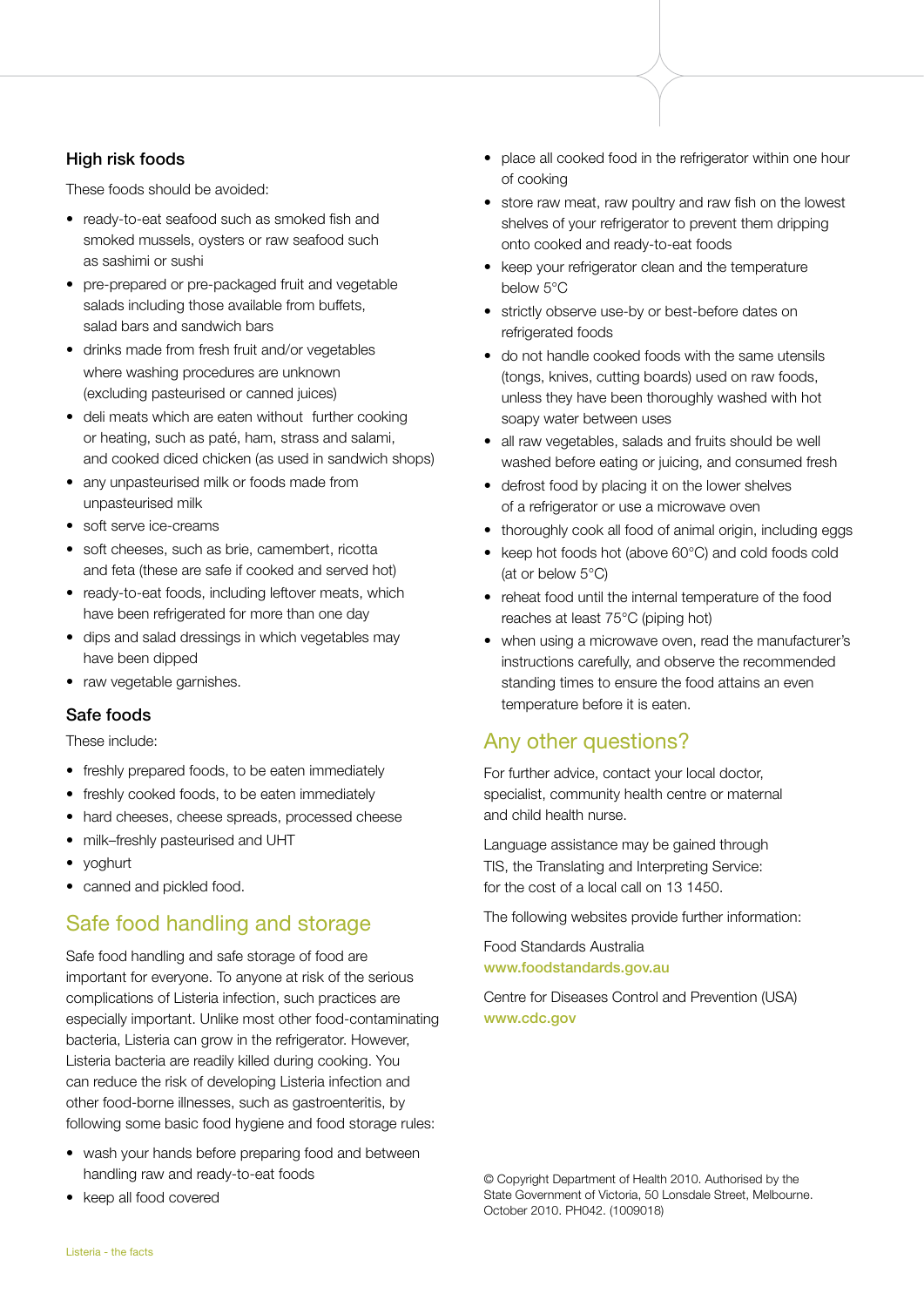### High risk foods

These foods should be avoided:

- ready-to-eat seafood such as smoked fish and smoked mussels, oysters or raw seafood such as sashimi or sushi
- pre-prepared or pre-packaged fruit and vegetable salads including those available from buffets, salad bars and sandwich bars
- drinks made from fresh fruit and/or vegetables where washing procedures are unknown (excluding pasteurised or canned juices)
- deli meats which are eaten without further cooking or heating, such as paté, ham, strass and salami, and cooked diced chicken (as used in sandwich shops)
- any unpasteurised milk or foods made from unpasteurised milk
- soft serve ice-creams
- soft cheeses, such as brie, camembert, ricotta and feta (these are safe if cooked and served hot)
- ready-to-eat foods, including leftover meats, which have been refrigerated for more than one day
- dips and salad dressings in which vegetables may have been dipped
- raw vegetable garnishes.

### Safe foods

These include:

- freshly prepared foods, to be eaten immediately
- freshly cooked foods, to be eaten immediately
- hard cheeses, cheese spreads, processed cheese
- milk–freshly pasteurised and UHT
- yoghurt
- canned and pickled food.

## Safe food handling and storage

Safe food handling and safe storage of food are important for everyone. To anyone at risk of the serious complications of Listeria infection, such practices are especially important. Unlike most other food-contaminating bacteria, Listeria can grow in the refrigerator. However, Listeria bacteria are readily killed during cooking. You can reduce the risk of developing Listeria infection and other food-borne illnesses, such as gastroenteritis, by following some basic food hygiene and food storage rules:

- wash your hands before preparing food and between handling raw and ready-to-eat foods
- keep all food covered
- place all cooked food in the refrigerator within one hour of cooking
- store raw meat, raw poultry and raw fish on the lowest shelves of your refrigerator to prevent them dripping onto cooked and ready-to-eat foods
- keep your refrigerator clean and the temperature below 5°C
- strictly observe use-by or best-before dates on refrigerated foods
- do not handle cooked foods with the same utensils (tongs, knives, cutting boards) used on raw foods, unless they have been thoroughly washed with hot soapy water between uses
- all raw vegetables, salads and fruits should be well washed before eating or juicing, and consumed fresh
- defrost food by placing it on the lower shelves of a refrigerator or use a microwave oven
- thoroughly cook all food of animal origin, including eggs
- keep hot foods hot (above 60°C) and cold foods cold (at or below 5°C)
- reheat food until the internal temperature of the food reaches at least 75°C (piping hot)
- when using a microwave oven, read the manufacturer's instructions carefully, and observe the recommended standing times to ensure the food attains an even temperature before it is eaten.

## Any other questions?

For further advice, contact your local doctor, specialist, community health centre or maternal and child health nurse.

Language assistance may be gained through TIS, the Translating and Interpreting Service: for the cost of a local call on 13 1450.

The following websites provide further information:

Food Standards Australia
**www.foodstandards.gov.au**

Centre for Diseases Control and Prevention (USA)
**www.cdc.gov**

© Copyright Department of Health 2010. Authorised by the State Government of Victoria, 50 Lonsdale Street, Melbourne. October 2010. PH042. (1009018)